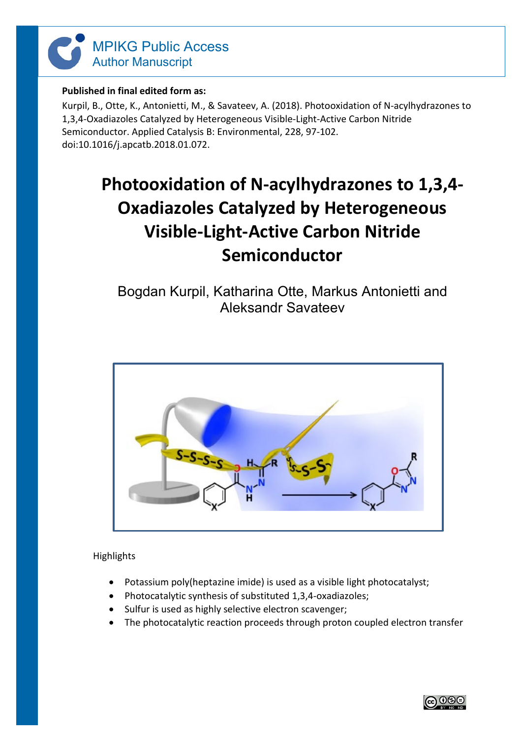MPIKG Public Access
Author Manuscript

**Published in final edited form as:**

Kurpil, B., Otte, K., Antonietti, M., & Savateev, A. (2018). Photooxidation of N-acylhydrazones to 1,3,4-Oxadiazoles Catalyzed by Heterogeneous Visible-Light-Active Carbon Nitride Semiconductor. Applied Catalysis B: Environmental, 228, 97-102. doi:10.1016/j.apcatb.2018.01.072.

# Photooxidation of N-acylhydrazones to 1,3,4-Oxadiazoles Catalyzed by Heterogeneous Visible-Light-Active Carbon Nitride Semiconductor

Bogdan Kurpil, Katharina Otte, Markus Antonietti and Aleksandr Savateev

Highlights

- Potassium poly(heptazine imide) is used as a visible light photocatalyst;
- Photocatalytic synthesis of substituted 1,3,4-oxadiazoles;
- Sulfur is used as highly selective electron scavenger;
- The photocatalytic reaction proceeds through proton coupled electron transfer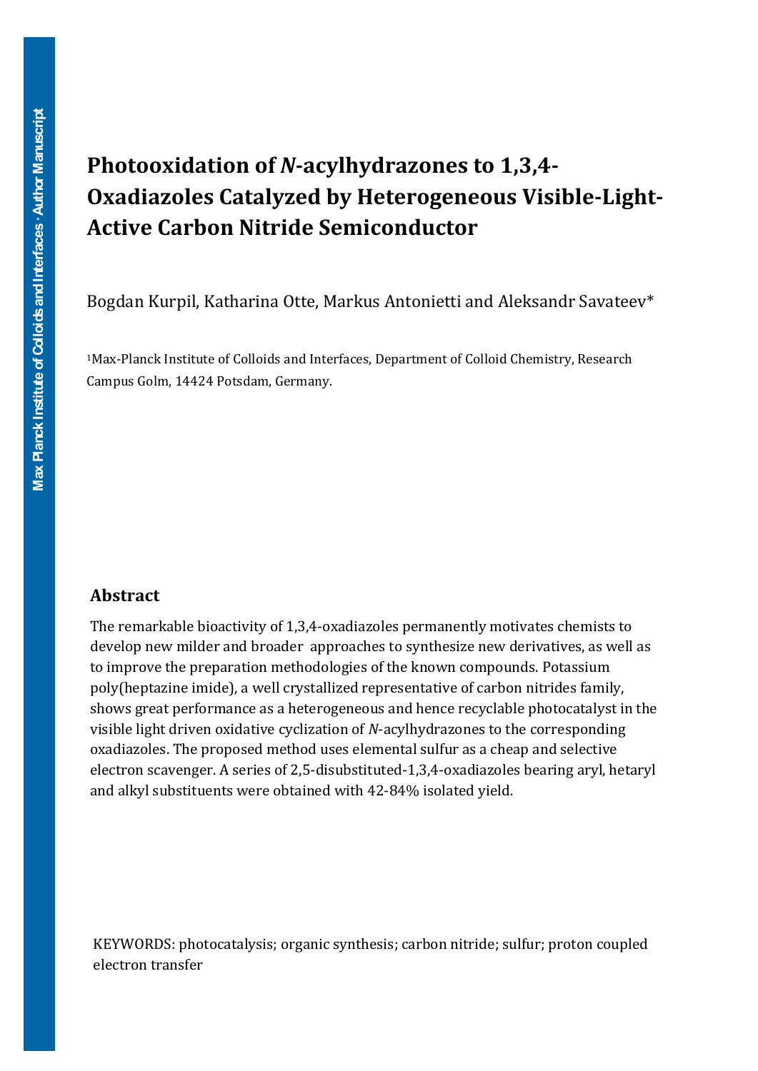# Photooxidation of *N*-acylhydrazones to 1,3,4-Oxadiazoles Catalyzed by Heterogeneous Visible-Light-Active Carbon Nitride Semiconductor

Bogdan Kurpil, Katharina Otte, Markus Antonietti and Aleksandr Savateev*

[1]Max-Planck Institute of Colloids and Interfaces, Department of Colloid Chemistry, Research Campus Golm, 14424 Potsdam, Germany.

## Abstract

The remarkable bioactivity of 1,3,4-oxadiazoles permanently motivates chemists to develop new milder and broader approaches to synthesize new derivatives, as well as to improve the preparation methodologies of the known compounds. Potassium poly(heptazine imide), a well crystallized representative of carbon nitrides family, shows great performance as a heterogeneous and hence recyclable photocatalyst in the visible light driven oxidative cyclization of *N*-acylhydrazones to the corresponding oxadiazoles. The proposed method uses elemental sulfur as a cheap and selective electron scavenger. A series of 2,5-disubstituted-1,3,4-oxadiazoles bearing aryl, hetaryl and alkyl substituents were obtained with 42-84% isolated yield.

KEYWORDS: photocatalysis; organic synthesis; carbon nitride; sulfur; proton coupled electron transfer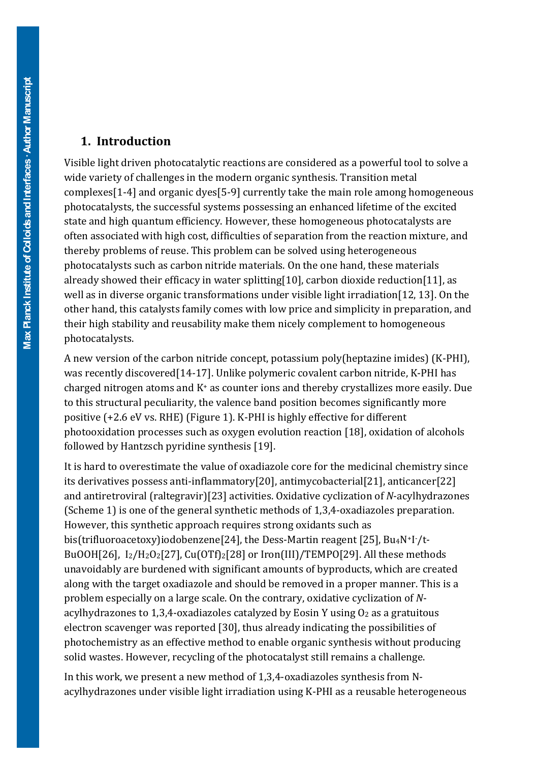## 1. Introduction

Visible light driven photocatalytic reactions are considered as a powerful tool to solve a wide variety of challenges in the modern organic synthesis. Transition metal complexes[1-4] and organic dyes[5-9] currently take the main role among homogeneous photocatalysts, the successful systems possessing an enhanced lifetime of the excited state and high quantum efficiency. However, these homogeneous photocatalysts are often associated with high cost, difficulties of separation from the reaction mixture, and thereby problems of reuse. This problem can be solved using heterogeneous photocatalysts such as carbon nitride materials. On the one hand, these materials already showed their efficacy in water splitting[10], carbon dioxide reduction[11], as well as in diverse organic transformations under visible light irradiation[12, 13]. On the other hand, this catalysts family comes with low price and simplicity in preparation, and their high stability and reusability make them nicely complement to homogeneous photocatalysts.

A new version of the carbon nitride concept, potassium poly(heptazine imides) (K-PHI), was recently discovered[14-17]. Unlike polymeric covalent carbon nitride, K-PHI has charged nitrogen atoms and $K^+$ as counter ions and thereby crystallizes more easily. Due to this structural peculiarity, the valence band position becomes significantly more positive (+2.6 eV vs. RHE) (Figure 1). K-PHI is highly effective for different photooxidation processes such as oxygen evolution reaction [18], oxidation of alcohols followed by Hantzsch pyridine synthesis [19].

It is hard to overestimate the value of oxadiazole core for the medicinal chemistry since its derivatives possess anti-inflammatory[20], antimycobacterial[21], anticancer[22] and antiretroviral (raltegravir)[23] activities. Oxidative cyclization of *N*-acylhydrazones (Scheme 1) is one of the general synthetic methods of 1,3,4-oxadiazoles preparation. However, this synthetic approach requires strong oxidants such as bis(trifluoroacetoxy)iodobenzene[24], the Dess-Martin reagent [25], $Bu_4N^+I^-$/t-BuOOH[26], $I_2/H_2O_2$[27], $Cu(OTf)_2$[28] or Iron(III)/TEMPO[29]. All these methods unavoidably are burdened with significant amounts of byproducts, which are created along with the target oxadiazole and should be removed in a proper manner. This is a problem especially on a large scale. On the contrary, oxidative cyclization of *N*-acylhydrazones to 1,3,4-oxadiazoles catalyzed by Eosin Y using $O_2$ as a gratuitous electron scavenger was reported [30], thus already indicating the possibilities of photochemistry as an effective method to enable organic synthesis without producing solid wastes. However, recycling of the photocatalyst still remains a challenge.

In this work, we present a new method of 1,3,4-oxadiazoles synthesis from N-acylhydrazones under visible light irradiation using K-PHI as a reusable heterogeneous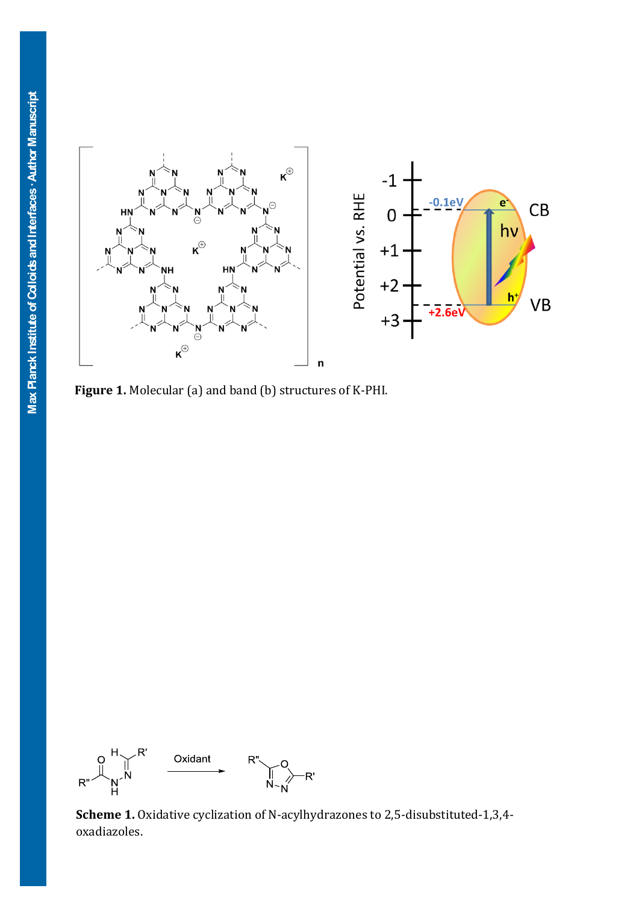Figure 1. Molecular (a) and band (b) structures of K-PHI.

Scheme 1. Oxidative cyclization of N-acylhydrazones to 2,5-disubstituted-1,3,4-oxadiazoles.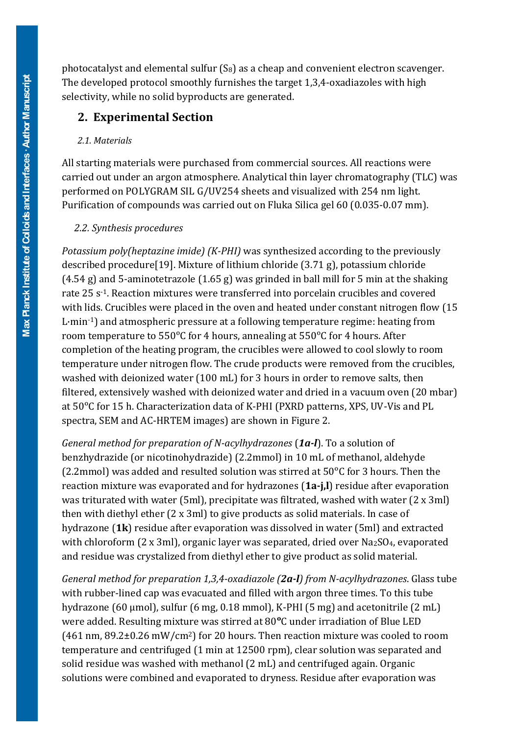photocatalyst and elemental sulfur ($S_8$) as a cheap and convenient electron scavenger. The developed protocol smoothly furnishes the target 1,3,4-oxadiazoles with high selectivity, while no solid byproducts are generated.

## 2. Experimental Section

### *2.1. Materials*

All starting materials were purchased from commercial sources. All reactions were carried out under an argon atmosphere. Analytical thin layer chromatography (TLC) was performed on POLYGRAM SIL G/UV254 sheets and visualized with 254 nm light. Purification of compounds was carried out on Fluka Silica gel 60 (0.035-0.07 mm).

### *2.2. Synthesis procedures*

*Potassium poly(heptazine imide) (K-PHI)* was synthesized according to the previously described procedure[19]. Mixture of lithium chloride (3.71 g), potassium chloride (4.54 g) and 5-aminotetrazole (1.65 g) was grinded in ball mill for 5 min at the shaking rate 25 $s^{-1}$. Reaction mixtures were transferred into porcelain crucibles and covered with lids. Crucibles were placed in the oven and heated under constant nitrogen flow (15 $L \cdot min^{-1}$) and atmospheric pressure at a following temperature regime: heating from room temperature to 550°C for 4 hours, annealing at 550°C for 4 hours. After completion of the heating program, the crucibles were allowed to cool slowly to room temperature under nitrogen flow. The crude products were removed from the crucibles, washed with deionized water (100 mL) for 3 hours in order to remove salts, then filtered, extensively washed with deionized water and dried in a vacuum oven (20 mbar) at 50°C for 15 h. Characterization data of K-PHI (PXRD patterns, XPS, UV-Vis and PL spectra, SEM and AC-HRTEM images) are shown in Figure 2.

*General method for preparation of N-acylhydrazones* (***1a-l***). To a solution of benzhydrazide (or nicotinohydrazide) (2.2mmol) in 10 mL of methanol, aldehyde (2.2mmol) was added and resulted solution was stirred at 50°C for 3 hours. Then the reaction mixture was evaporated and for hydrazones (**1a-j,l**) residue after evaporation was triturated with water (5ml), precipitate was filtrated, washed with water (2 x 3ml) then with diethyl ether (2 x 3ml) to give products as solid materials. In case of hydrazone (**1k**) residue after evaporation was dissolved in water (5ml) and extracted with chloroform (2 x 3ml), organic layer was separated, dried over $Na_2SO_4$, evaporated and residue was crystalized from diethyl ether to give product as solid material.

*General method for preparation 1,3,4-oxadiazole (**2a-l**) from N-acylhydrazones*. Glass tube with rubber-lined cap was evacuated and filled with argon three times. To this tube hydrazone (60 µmol), sulfur (6 mg, 0.18 mmol), K-PHI (5 mg) and acetonitrile (2 mL) were added. Resulting mixture was stirred at 80**°**C under irradiation of Blue LED (461 nm, 89.2±0.26 $mW/cm^2$) for 20 hours. Then reaction mixture was cooled to room temperature and centrifuged (1 min at 12500 rpm), clear solution was separated and solid residue was washed with methanol (2 mL) and centrifuged again. Organic solutions were combined and evaporated to dryness. Residue after evaporation was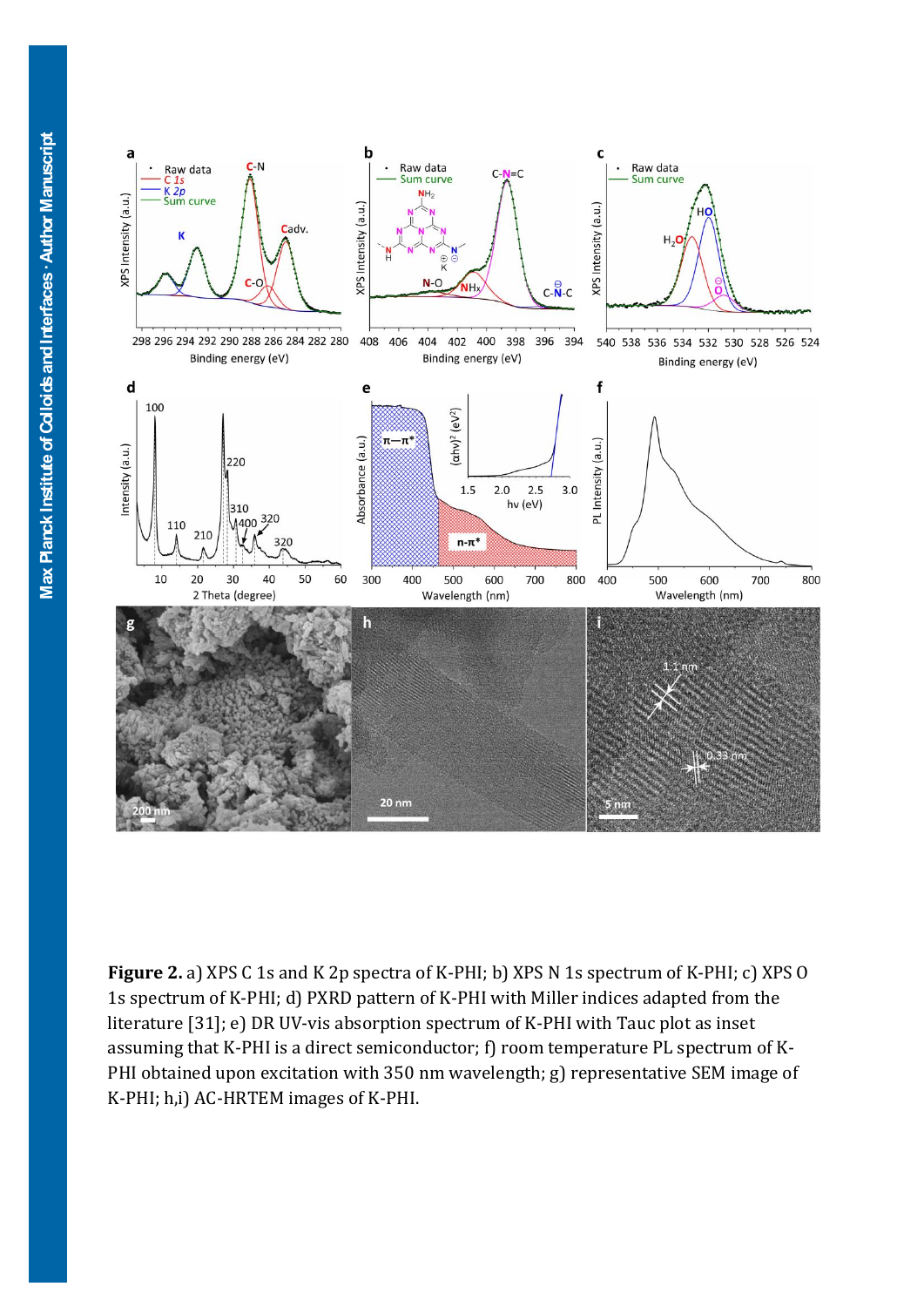a

Raw data
C 1s
K 2p
Sum curve
K
C-N
C-O
Cadv.
XPS Intensity (a.u.)
298 296 294 292 290 288 286 284 282 280
Binding energy (eV)

b

Raw data
Sum curve
C-N=C
N-O
NHx
C-N-C
XPS Intensity (a.u.)
408 406 404 402 400 398 396 394
Binding energy (eV)

c

Raw data
Sum curve
HO
$H_2O$
O
XPS Intensity (a.u.)
540 538 536 534 532 530 528 526 524
Binding energy (eV)

d

100
220
110
210
310
400
320
320
Intensity (a.u.)
10 20 30 40 50 60
2 Theta (degree)

e

π—π*
n-π*
$(\alpha h\nu)^2$ $(eV^2)$
1.5 2.0 2.5 3.0
hν (eV)
Absorbance (a.u.)
300 400 500 600 700 800
Wavelength (nm)

f

PL Intensity (a.u.)
400 500 600 700 800
Wavelength (nm)

g

200 nm

h

20 nm

i

1.1 nm
0.33 nm
5 nm

**Figure 2.** a) XPS C 1s and K 2p spectra of K-PHI; b) XPS N 1s spectrum of K-PHI; c) XPS O 1s spectrum of K-PHI; d) PXRD pattern of K-PHI with Miller indices adapted from the literature [31]; e) DR UV-vis absorption spectrum of K-PHI with Tauc plot as inset assuming that K-PHI is a direct semiconductor; f) room temperature PL spectrum of K-PHI obtained upon excitation with 350 nm wavelength; g) representative SEM image of K-PHI; h,i) AC-HRTEM images of K-PHI.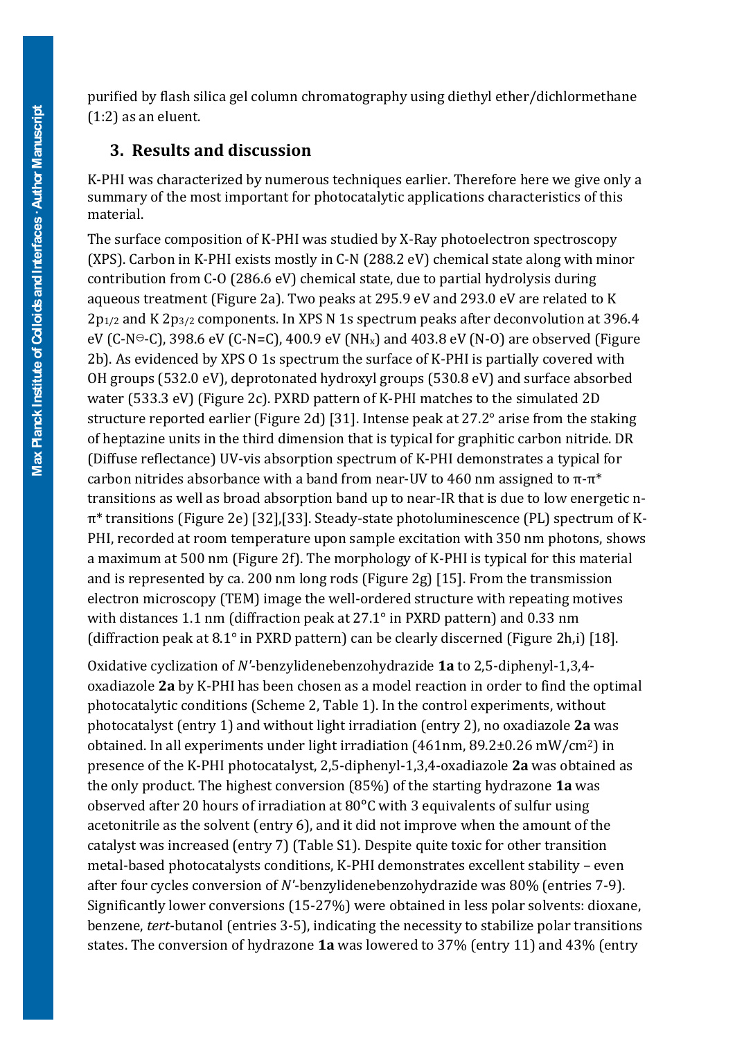purified by flash silica gel column chromatography using diethyl ether/dichlormethane (1:2) as an eluent.

## 3. Results and discussion

K-PHI was characterized by numerous techniques earlier. Therefore here we give only a summary of the most important for photocatalytic applications characteristics of this material.

The surface composition of K-PHI was studied by X-Ray photoelectron spectroscopy (XPS). Carbon in K-PHI exists mostly in C-N (288.2 eV) chemical state along with minor contribution from C-O (286.6 eV) chemical state, due to partial hydrolysis during aqueous treatment (Figure 2a). Two peaks at 295.9 eV and 293.0 eV are related to K $2p_{1/2}$ and K $2p_{3/2}$ components. In XPS N 1s spectrum peaks after deconvolution at 396.4 eV ($C\text{-}N^{\ominus}\text{-}C$), 398.6 eV (C-N=C), 400.9 eV ($NH_x$) and 403.8 eV (N-O) are observed (Figure 2b). As evidenced by XPS O 1s spectrum the surface of K-PHI is partially covered with OH groups (532.0 eV), deprotonated hydroxyl groups (530.8 eV) and surface absorbed water (533.3 eV) (Figure 2c). PXRD pattern of K-PHI matches to the simulated 2D structure reported earlier (Figure 2d) [31]. Intense peak at 27.2° arise from the staking of heptazine units in the third dimension that is typical for graphitic carbon nitride. DR (Diffuse reflectance) UV-vis absorption spectrum of K-PHI demonstrates a typical for carbon nitrides absorbance with a band from near-UV to 460 nm assigned to π-π* transitions as well as broad absorption band up to near-IR that is due to low energetic n-π* transitions (Figure 2e) [32],[33]. Steady-state photoluminescence (PL) spectrum of K-PHI, recorded at room temperature upon sample excitation with 350 nm photons, shows a maximum at 500 nm (Figure 2f). The morphology of K-PHI is typical for this material and is represented by ca. 200 nm long rods (Figure 2g) [15]. From the transmission electron microscopy (TEM) image the well-ordered structure with repeating motives with distances 1.1 nm (diffraction peak at 27.1° in PXRD pattern) and 0.33 nm (diffraction peak at 8.1° in PXRD pattern) can be clearly discerned (Figure 2h,i) [18].

Oxidative cyclization of *N'*-benzylidenebenzohydrazide **1a** to 2,5-diphenyl-1,3,4-oxadiazole **2a** by K-PHI has been chosen as a model reaction in order to find the optimal photocatalytic conditions (Scheme 2, Table 1). In the control experiments, without photocatalyst (entry 1) and without light irradiation (entry 2), no oxadiazole **2a** was obtained. In all experiments under light irradiation (461nm, 89.2±0.26 mW/cm$^2$) in presence of the K-PHI photocatalyst, 2,5-diphenyl-1,3,4-oxadiazole **2a** was obtained as the only product. The highest conversion (85%) of the starting hydrazone **1a** was observed after 20 hours of irradiation at 80°C with 3 equivalents of sulfur using acetonitrile as the solvent (entry 6), and it did not improve when the amount of the catalyst was increased (entry 7) (Table S1). Despite quite toxic for other transition metal-based photocatalysts conditions, K-PHI demonstrates excellent stability – even after four cycles conversion of *N'*-benzylidenebenzohydrazide was 80% (entries 7-9). Significantly lower conversions (15-27%) were obtained in less polar solvents: dioxane, benzene, *tert*-butanol (entries 3-5), indicating the necessity to stabilize polar transitions states. The conversion of hydrazone **1a** was lowered to 37% (entry 11) and 43% (entry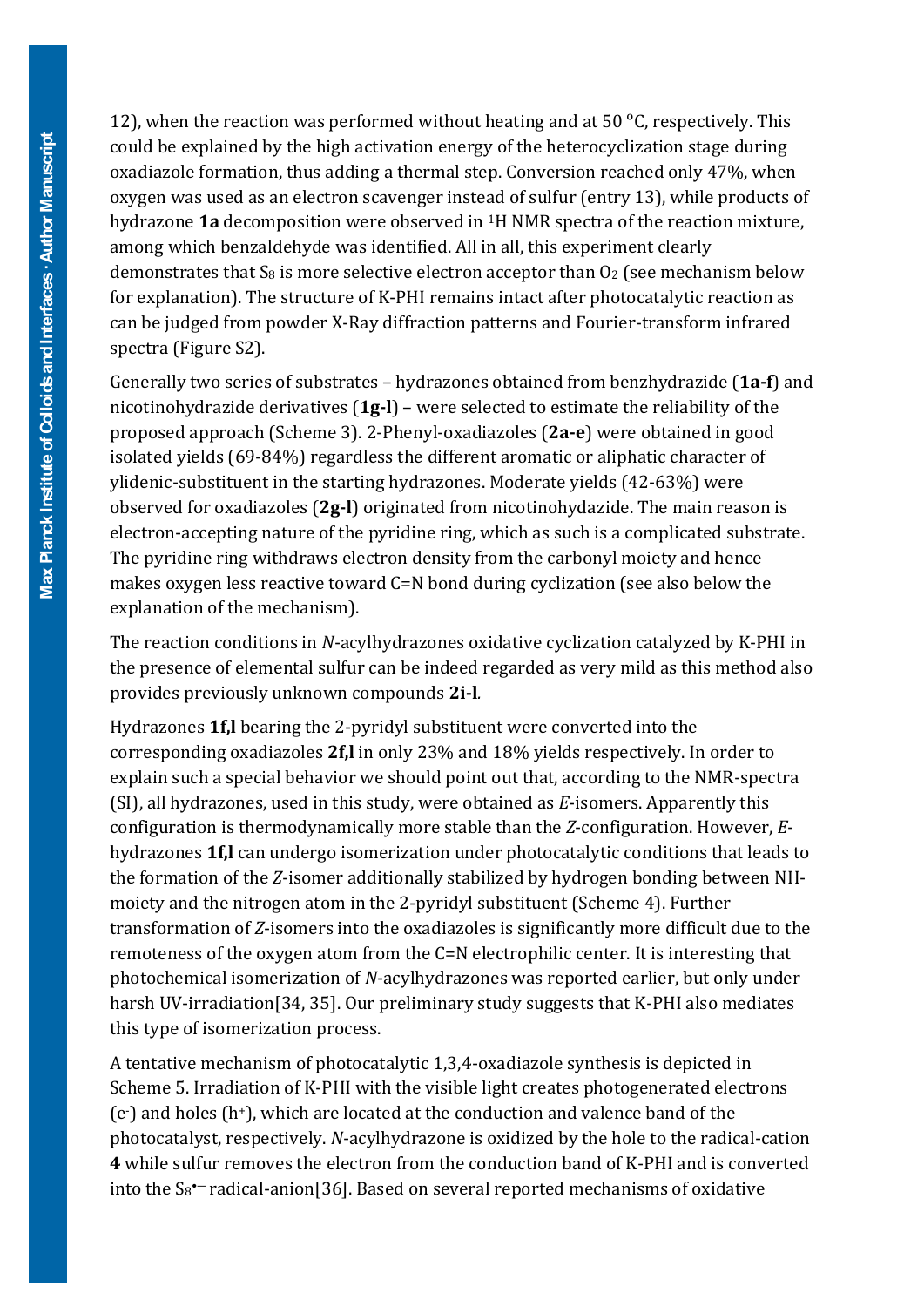12), when the reaction was performed without heating and at 50 °C, respectively. This could be explained by the high activation energy of the heterocyclization stage during oxadiazole formation, thus adding a thermal step. Conversion reached only 47%, when oxygen was used as an electron scavenger instead of sulfur (entry 13), while products of hydrazone **1a** decomposition were observed in $^{1}H$ NMR spectra of the reaction mixture, among which benzaldehyde was identified. All in all, this experiment clearly demonstrates that $S_8$ is more selective electron acceptor than $O_2$ (see mechanism below for explanation). The structure of K-PHI remains intact after photocatalytic reaction as can be judged from powder X-Ray diffraction patterns and Fourier-transform infrared spectra (Figure S2).

Generally two series of substrates – hydrazones obtained from benzhydrazide (**1a-f**) and nicotinohydrazide derivatives (**1g-l**) – were selected to estimate the reliability of the proposed approach (Scheme 3). 2-Phenyl-oxadiazoles (**2a-e**) were obtained in good isolated yields (69-84%) regardless the different aromatic or aliphatic character of ylidenic-substituent in the starting hydrazones. Moderate yields (42-63%) were observed for oxadiazoles (**2g-l**) originated from nicotinohydazide. The main reason is electron-accepting nature of the pyridine ring, which as such is a complicated substrate. The pyridine ring withdraws electron density from the carbonyl moiety and hence makes oxygen less reactive toward C=N bond during cyclization (see also below the explanation of the mechanism).

The reaction conditions in *N*-acylhydrazones oxidative cyclization catalyzed by K-PHI in the presence of elemental sulfur can be indeed regarded as very mild as this method also provides previously unknown compounds **2i-l**.

Hydrazones **1f,l** bearing the 2-pyridyl substituent were converted into the corresponding oxadiazoles **2f,l** in only 23% and 18% yields respectively. In order to explain such a special behavior we should point out that, according to the NMR-spectra (SI), all hydrazones, used in this study, were obtained as *E*-isomers. Apparently this configuration is thermodynamically more stable than the *Z*-configuration. However, *E*-hydrazones **1f,l** can undergo isomerization under photocatalytic conditions that leads to the formation of the *Z*-isomer additionally stabilized by hydrogen bonding between NH-moiety and the nitrogen atom in the 2-pyridyl substituent (Scheme 4). Further transformation of *Z*-isomers into the oxadiazoles is significantly more difficult due to the remoteness of the oxygen atom from the C=N electrophilic center. It is interesting that photochemical isomerization of *N*-acylhydrazones was reported earlier, but only under harsh UV-irradiation[34, 35]. Our preliminary study suggests that K-PHI also mediates this type of isomerization process.

A tentative mechanism of photocatalytic 1,3,4-oxadiazole synthesis is depicted in Scheme 5. Irradiation of K-PHI with the visible light creates photogenerated electrons ($e^-$) and holes ($h^+$), which are located at the conduction and valence band of the photocatalyst, respectively. *N*-acylhydrazone is oxidized by the hole to the radical-cation **4** while sulfur removes the electron from the conduction band of K-PHI and is converted into the $S_8^{\bullet-}$ radical-anion[36]. Based on several reported mechanisms of oxidative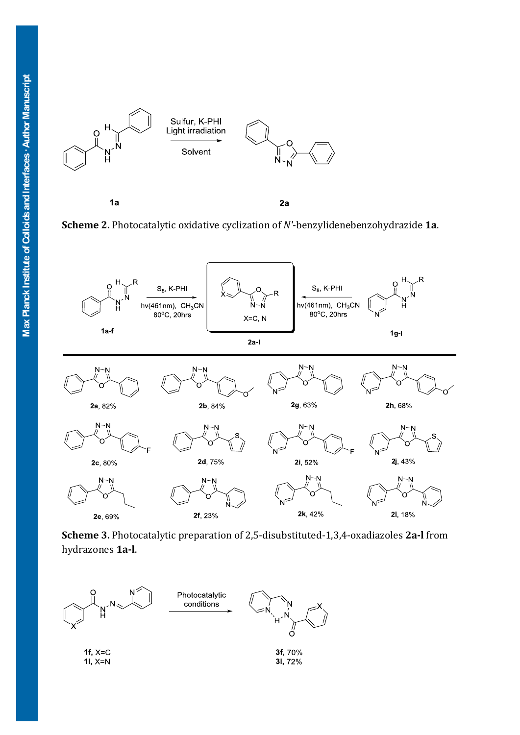**Scheme 2.** Photocatalytic oxidative cyclization of *N′*-benzylidenebenzohydrazide **1a**.

**Scheme 3.** Photocatalytic preparation of 2,5-disubstituted-1,3,4-oxadiazoles **2a-l** from hydrazones **1a-l**.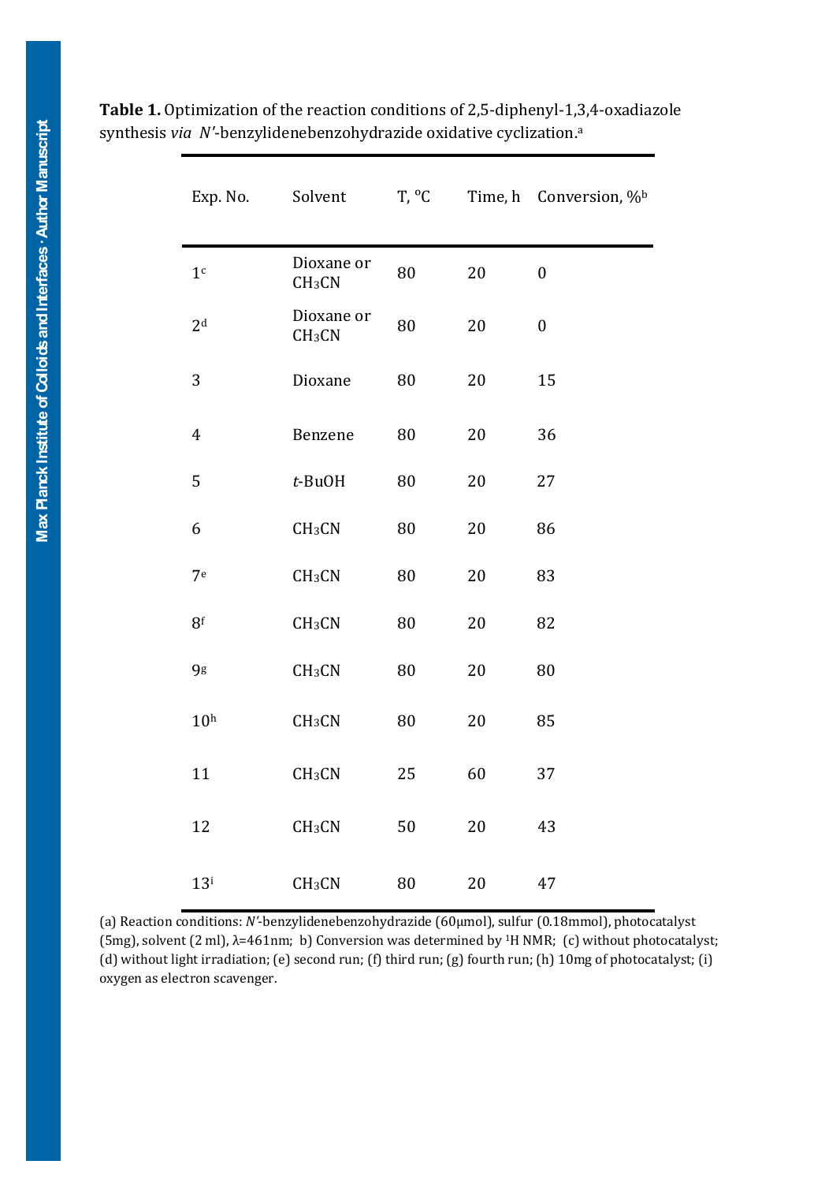**Table 1.** Optimization of the reaction conditions of 2,5-diphenyl-1,3,4-oxadiazole synthesis *via* *N'*-benzylidenebenzohydrazide oxidative cyclization.[a]

| Exp. No. | Solvent | T, °C | Time, h | Conversion, %[b] |
|---|---|---|---|---|
| 1[c] | Dioxane or $CH_3CN$ | 80 | 20 | 0 |
| 2[d] | Dioxane or $CH_3CN$ | 80 | 20 | 0 |
| 3 | Dioxane | 80 | 20 | 15 |
| 4 | Benzene | 80 | 20 | 36 |
| 5 | *t*-BuOH | 80 | 20 | 27 |
| 6 | $CH_3CN$ | 80 | 20 | 86 |
| 7[e] | $CH_3CN$ | 80 | 20 | 83 |
| 8[f] | $CH_3CN$ | 80 | 20 | 82 |
| 9[g] | $CH_3CN$ | 80 | 20 | 80 |
| 10[h] | $CH_3CN$ | 80 | 20 | 85 |
| 11 | $CH_3CN$ | 25 | 60 | 37 |
| 12 | $CH_3CN$ | 50 | 20 | 43 |
| 13[i] | $CH_3CN$ | 80 | 20 | 47 |

(a) Reaction conditions: *N'*-benzylidenebenzohydrazide (60μmol), sulfur (0.18mmol), photocatalyst (5mg), solvent (2 ml), λ=461nm; b) Conversion was determined by $^1$H NMR; (c) without photocatalyst; (d) without light irradiation; (e) second run; (f) third run; (g) fourth run; (h) 10mg of photocatalyst; (i) oxygen as electron scavenger.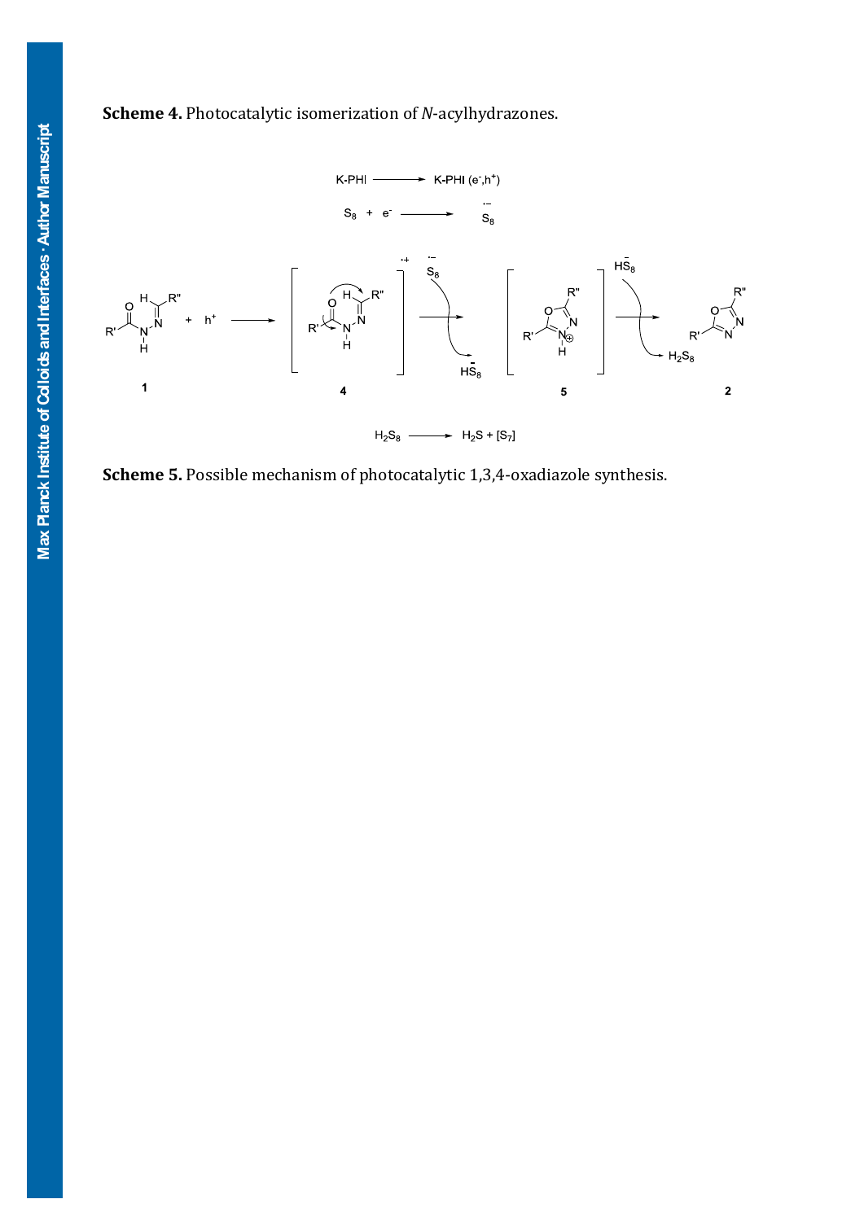**Scheme 4.** Photocatalytic isomerization of *N*-acylhydrazones.

K-PHI → K-PHI (e⁻,h⁺)

$S_8$ + e⁻ → $S_8^{\cdot-}$

1 + h⁺ → [4]$^{\cdot+}$ → [5] → 2

$H_2S_8$ → $H_2S$ + [$S_7$]

**Scheme 5.** Possible mechanism of photocatalytic 1,3,4-oxadiazole synthesis.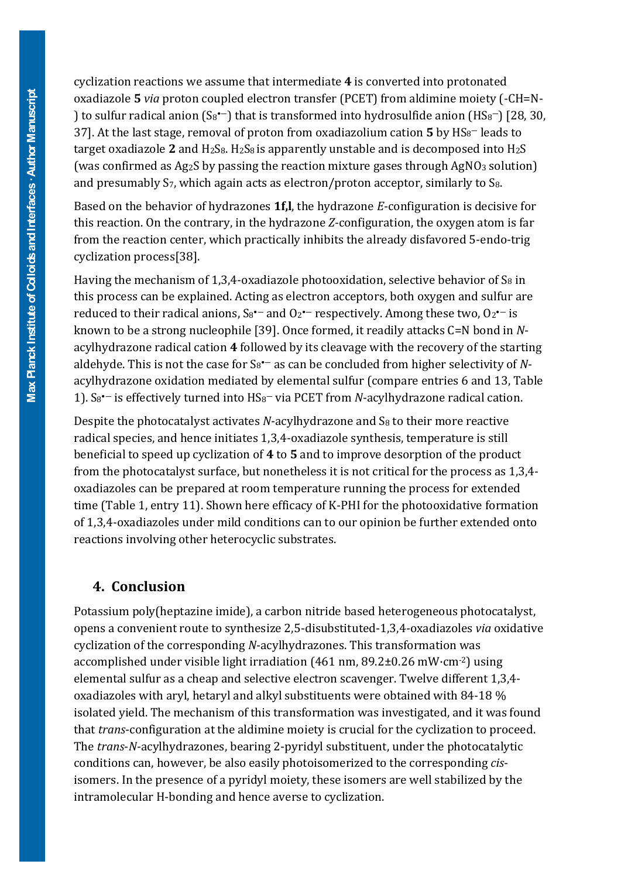cyclization reactions we assume that intermediate **4** is converted into protonated oxadiazole **5** *via* proton coupled electron transfer (PCET) from aldimine moiety (-CH=N-) to sulfur radical anion ($S_8^{\bullet-}$) that is transformed into hydrosulfide anion ($HS_8^-$) [28, 30, 37]. At the last stage, removal of proton from oxadiazolium cation **5** by $HS_8^-$ leads to target oxadiazole **2** and $H_2S_8$. $H_2S_8$ is apparently unstable and is decomposed into $H_2S$ (was confirmed as $Ag_2S$ by passing the reaction mixture gases through $AgNO_3$ solution) and presumably $S_7$, which again acts as electron/proton acceptor, similarly to $S_8$.

Based on the behavior of hydrazones **1f,l**, the hydrazone *E*-configuration is decisive for this reaction. On the contrary, in the hydrazone *Z*-configuration, the oxygen atom is far from the reaction center, which practically inhibits the already disfavored 5-endo-trig cyclization process[38].

Having the mechanism of 1,3,4-oxadiazole photooxidation, selective behavior of $S_8$ in this process can be explained. Acting as electron acceptors, both oxygen and sulfur are reduced to their radical anions, $S_8^{\bullet-}$ and $O_2^{\bullet-}$ respectively. Among these two, $O_2^{\bullet-}$ is known to be a strong nucleophile [39]. Once formed, it readily attacks C=N bond in *N*-acylhydrazone radical cation **4** followed by its cleavage with the recovery of the starting aldehyde. This is not the case for $S_8^{\bullet-}$ as can be concluded from higher selectivity of *N*-acylhydrazone oxidation mediated by elemental sulfur (compare entries 6 and 13, Table 1). $S_8^{\bullet-}$ is effectively turned into $HS_8^-$ via PCET from *N*-acylhydrazone radical cation.

Despite the photocatalyst activates *N*-acylhydrazone and $S_8$ to their more reactive radical species, and hence initiates 1,3,4-oxadiazole synthesis, temperature is still beneficial to speed up cyclization of **4** to **5** and to improve desorption of the product from the photocatalyst surface, but nonetheless it is not critical for the process as 1,3,4-oxadiazoles can be prepared at room temperature running the process for extended time (Table 1, entry 11). Shown here efficacy of K-PHI for the photooxidative formation of 1,3,4-oxadiazoles under mild conditions can to our opinion be further extended onto reactions involving other heterocyclic substrates.

## 4. Conclusion

Potassium poly(heptazine imide), a carbon nitride based heterogeneous photocatalyst, opens a convenient route to synthesize 2,5-disubstituted-1,3,4-oxadiazoles *via* oxidative cyclization of the corresponding *N*-acylhydrazones. This transformation was accomplished under visible light irradiation (461 nm, 89.2±0.26 mW·cm$^{-2}$) using elemental sulfur as a cheap and selective electron scavenger. Twelve different 1,3,4-oxadiazoles with aryl, hetaryl and alkyl substituents were obtained with 84-18 % isolated yield. The mechanism of this transformation was investigated, and it was found that *trans*-configuration at the aldimine moiety is crucial for the cyclization to proceed. The *trans*-*N*-acylhydrazones, bearing 2-pyridyl substituent, under the photocatalytic conditions can, however, be also easily photoisomerized to the corresponding *cis*-isomers. In the presence of a pyridyl moiety, these isomers are well stabilized by the intramolecular H-bonding and hence averse to cyclization.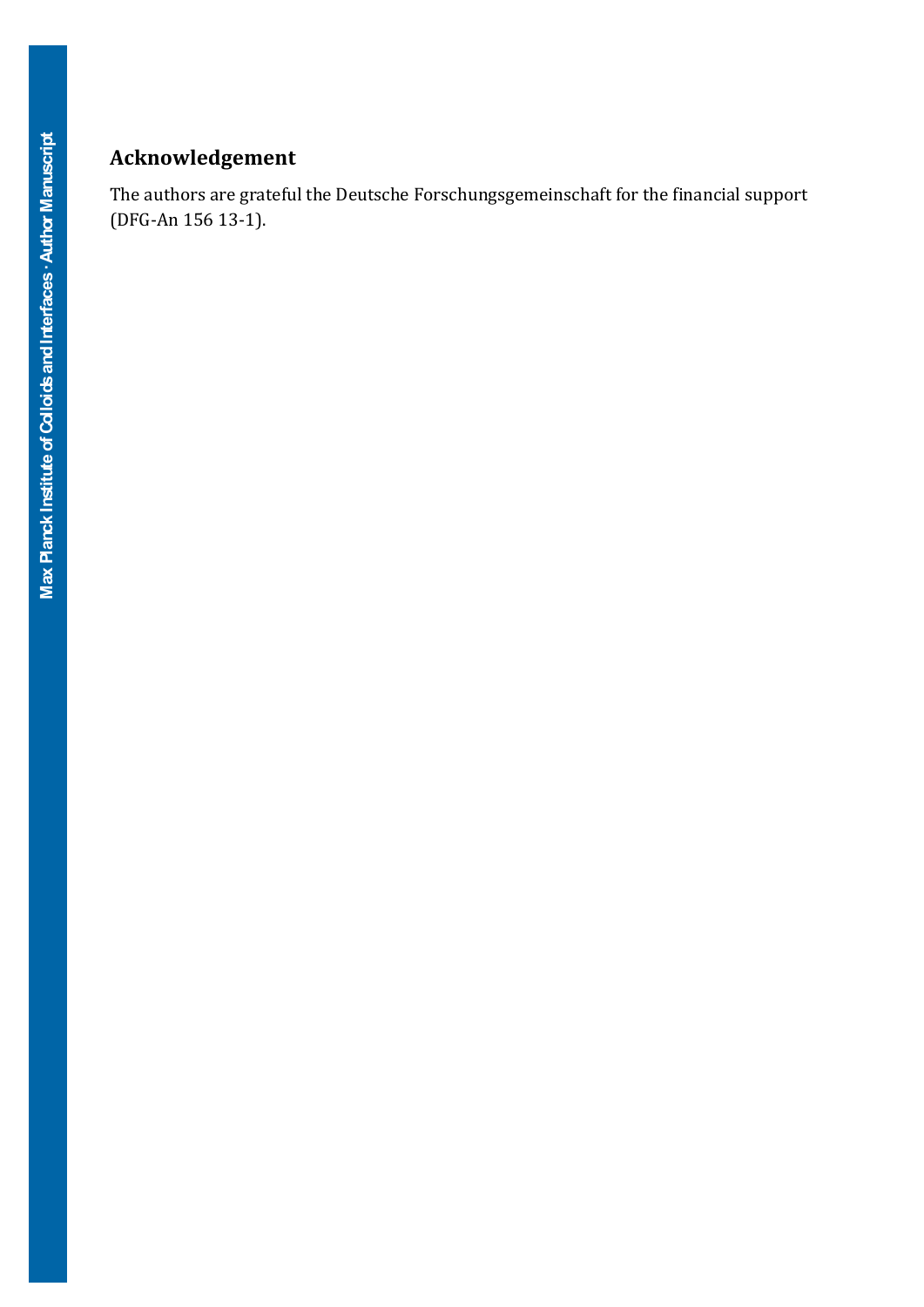## Acknowledgement

The authors are grateful the Deutsche Forschungsgemeinschaft for the financial support (DFG-An 156 13-1).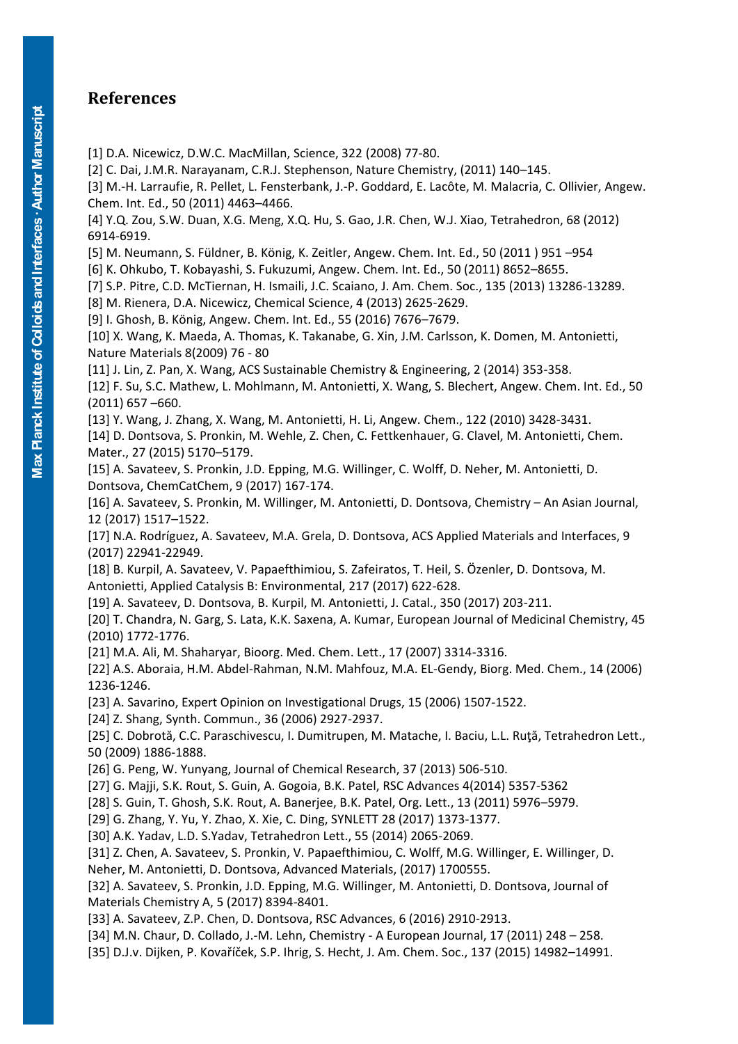## References

[1] D.A. Nicewicz, D.W.C. MacMillan, Science, 322 (2008) 77-80.
[2] C. Dai, J.M.R. Narayanam, C.R.J. Stephenson, Nature Chemistry, (2011) 140–145.
[3] M.-H. Larraufie, R. Pellet, L. Fensterbank, J.-P. Goddard, E. Lacôte, M. Malacria, C. Ollivier, Angew. Chem. Int. Ed., 50 (2011) 4463–4466.
[4] Y.Q. Zou, S.W. Duan, X.G. Meng, X.Q. Hu, S. Gao, J.R. Chen, W.J. Xiao, Tetrahedron, 68 (2012) 6914-6919.
[5] M. Neumann, S. Füldner, B. König, K. Zeitler, Angew. Chem. Int. Ed., 50 (2011 ) 951 –954
[6] K. Ohkubo, T. Kobayashi, S. Fukuzumi, Angew. Chem. Int. Ed., 50 (2011) 8652–8655.
[7] S.P. Pitre, C.D. McTiernan, H. Ismaili, J.C. Scaiano, J. Am. Chem. Soc., 135 (2013) 13286-13289.
[8] M. Rienera, D.A. Nicewicz, Chemical Science, 4 (2013) 2625-2629.
[9] I. Ghosh, B. König, Angew. Chem. Int. Ed., 55 (2016) 7676–7679.
[10] X. Wang, K. Maeda, A. Thomas, K. Takanabe, G. Xin, J.M. Carlsson, K. Domen, M. Antonietti, Nature Materials 8(2009) 76 - 80
[11] J. Lin, Z. Pan, X. Wang, ACS Sustainable Chemistry & Engineering, 2 (2014) 353-358.
[12] F. Su, S.C. Mathew, L. Mohlmann, M. Antonietti, X. Wang, S. Blechert, Angew. Chem. Int. Ed., 50 (2011) 657 –660.
[13] Y. Wang, J. Zhang, X. Wang, M. Antonietti, H. Li, Angew. Chem., 122 (2010) 3428-3431.
[14] D. Dontsova, S. Pronkin, M. Wehle, Z. Chen, C. Fettkenhauer, G. Clavel, M. Antonietti, Chem. Mater., 27 (2015) 5170–5179.
[15] A. Savateev, S. Pronkin, J.D. Epping, M.G. Willinger, C. Wolff, D. Neher, M. Antonietti, D. Dontsova, ChemCatChem, 9 (2017) 167-174.
[16] A. Savateev, S. Pronkin, M. Willinger, M. Antonietti, D. Dontsova, Chemistry – An Asian Journal, 12 (2017) 1517–1522.
[17] N.A. Rodríguez, A. Savateev, M.A. Grela, D. Dontsova, ACS Applied Materials and Interfaces, 9 (2017) 22941-22949.
[18] B. Kurpil, A. Savateev, V. Papaefthimiou, S. Zafeiratos, T. Heil, S. Özenler, D. Dontsova, M. Antonietti, Applied Catalysis B: Environmental, 217 (2017) 622-628.
[19] A. Savateev, D. Dontsova, B. Kurpil, M. Antonietti, J. Catal., 350 (2017) 203-211.
[20] T. Chandra, N. Garg, S. Lata, K.K. Saxena, A. Kumar, European Journal of Medicinal Chemistry, 45 (2010) 1772-1776.
[21] M.A. Ali, M. Shaharyar, Bioorg. Med. Chem. Lett., 17 (2007) 3314-3316.
[22] A.S. Aboraia, H.M. Abdel-Rahman, N.M. Mahfouz, M.A. EL-Gendy, Biorg. Med. Chem., 14 (2006) 1236-1246.
[23] A. Savarino, Expert Opinion on Investigational Drugs, 15 (2006) 1507-1522.
[24] Z. Shang, Synth. Commun., 36 (2006) 2927-2937.
[25] C. Dobrotă, C.C. Paraschivescu, I. Dumitrupen, M. Matache, I. Baciu, L.L. Ruţă, Tetrahedron Lett., 50 (2009) 1886-1888.
[26] G. Peng, W. Yunyang, Journal of Chemical Research, 37 (2013) 506-510.
[27] G. Majji, S.K. Rout, S. Guin, A. Gogoia, B.K. Patel, RSC Advances 4(2014) 5357-5362
[28] S. Guin, T. Ghosh, S.K. Rout, A. Banerjee, B.K. Patel, Org. Lett., 13 (2011) 5976–5979.
[29] G. Zhang, Y. Yu, Y. Zhao, X. Xie, C. Ding, SYNLETT 28 (2017) 1373-1377.
[30] A.K. Yadav, L.D. S.Yadav, Tetrahedron Lett., 55 (2014) 2065-2069.
[31] Z. Chen, A. Savateev, S. Pronkin, V. Papaefthimiou, C. Wolff, M.G. Willinger, E. Willinger, D. Neher, M. Antonietti, D. Dontsova, Advanced Materials, (2017) 1700555.
[32] A. Savateev, S. Pronkin, J.D. Epping, M.G. Willinger, M. Antonietti, D. Dontsova, Journal of Materials Chemistry A, 5 (2017) 8394-8401.
[33] A. Savateev, Z.P. Chen, D. Dontsova, RSC Advances, 6 (2016) 2910-2913.
[34] M.N. Chaur, D. Collado, J.-M. Lehn, Chemistry - A European Journal, 17 (2011) 248 – 258.
[35] D.J.v. Dijken, P. Kovaříček, S.P. Ihrig, S. Hecht, J. Am. Chem. Soc., 137 (2015) 14982–14991.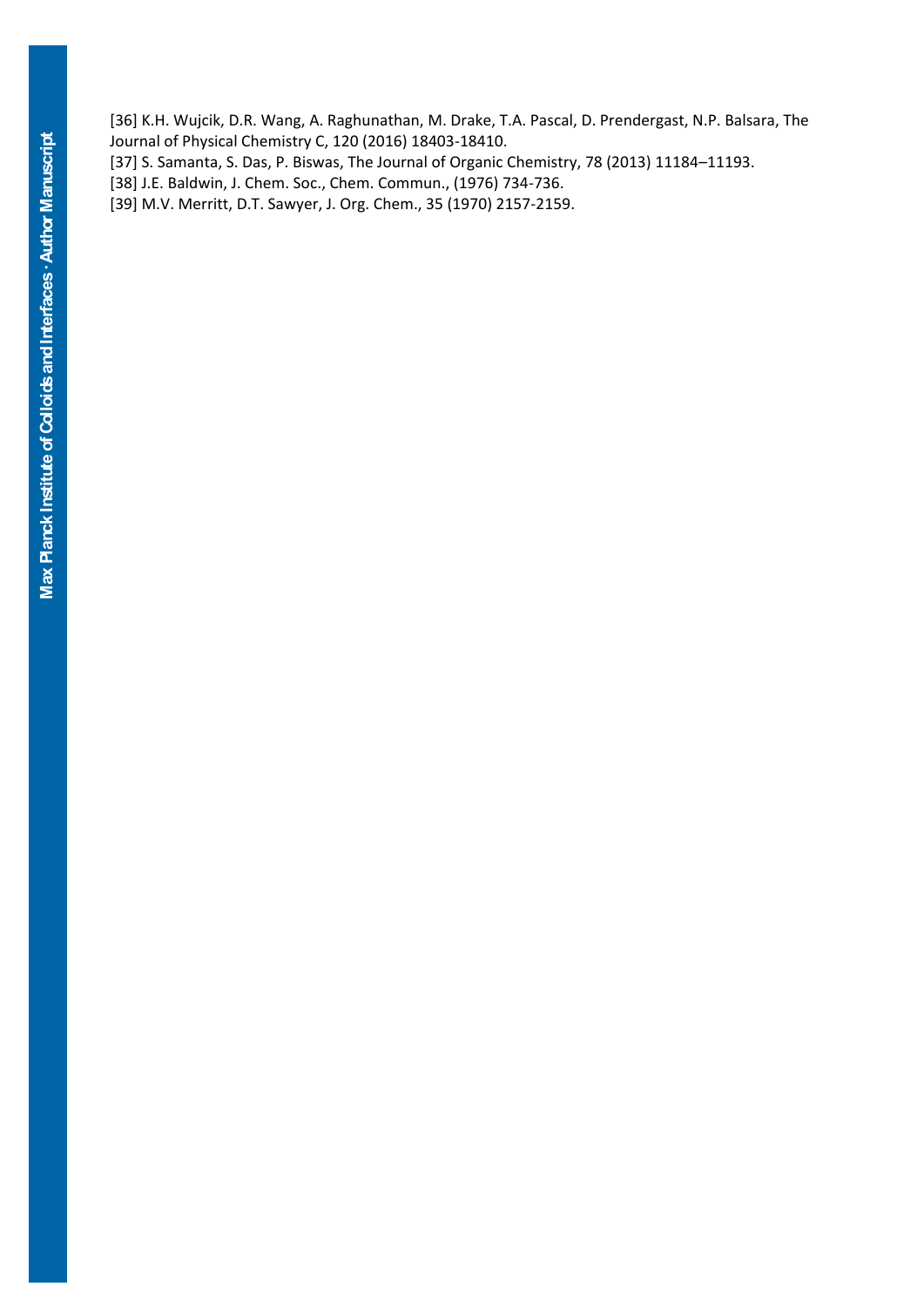[36] K.H. Wujcik, D.R. Wang, A. Raghunathan, M. Drake, T.A. Pascal, D. Prendergast, N.P. Balsara, The Journal of Physical Chemistry C, 120 (2016) 18403-18410.

[37] S. Samanta, S. Das, P. Biswas, The Journal of Organic Chemistry, 78 (2013) 11184–11193.

[38] J.E. Baldwin, J. Chem. Soc., Chem. Commun., (1976) 734-736.

[39] M.V. Merritt, D.T. Sawyer, J. Org. Chem., 35 (1970) 2157-2159.